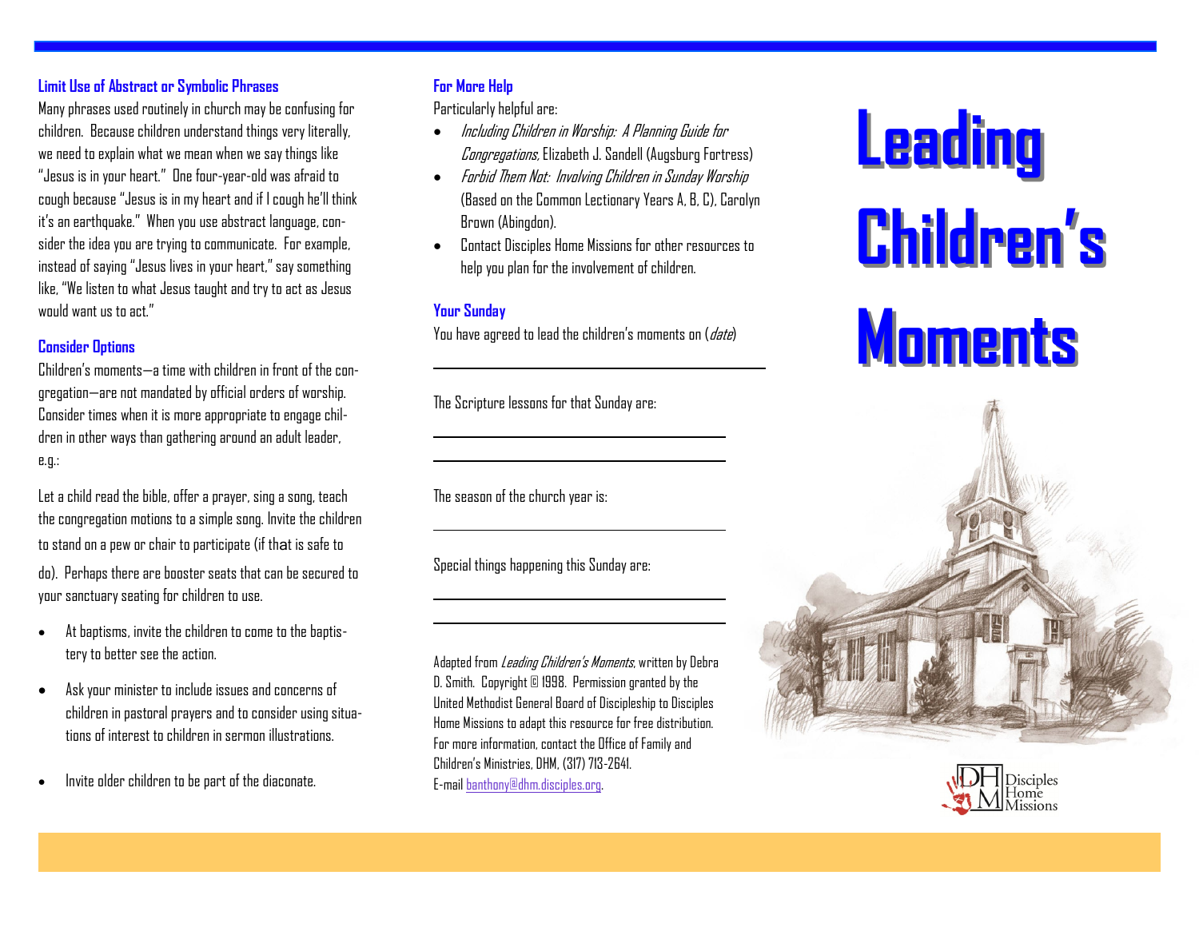### Limit Use of Abstract or Symbolic Phrases

Many phrases used routinely in church may be confusing for children. Because children understand things very literally, we need to explain what we mean when we say things like "Jesus is in your heart." One four-year-old was afraid to cough because "Jesus is in my heart and if I cough he'll think it's an earthquake." When you use abstract language, consider the idea you are trying to communicate. For example, instead of saying "Jesus lives in your heart," say something like, "We listen to what Jesus taught and try to act as Jesus would want us to act."

### Consider Options

Children's moments—a time with children in front of the congregation—are not mandated by official orders of worship. Consider times when it is more appropriate to engage children in other ways than gathering around an adult leader, e.g.:

Let a child read the bible, offer a prayer, sing a song, teach the congregation motions to a simple song. Invite the children to stand on a pew or chair to participate (if that is safe to do). Perhaps there are booster seats that can be secured to your sanctuary seating for children to use.

- At baptisms, invite the children to come to the baptistery to better see the action.
- Ask your minister to include issues and concerns of children in pastoral prayers and to consider using situations of interest to children in sermon illustrations.
- Invite older children to be part of the diaconate.

### For More Help

Particularly helpful are:

- *Including Children in Worship: A Planning Guide for Congregations*, Elizabeth J. Sandell (Augsburg Fortress)
- *Forbid Them Not: Involving Children in Sunday Worship* (Based on the Common Lectionary Years A, B, C), Carolyn Brown (Abingdon).
- Contact Disciples Home Missions for other resources to help you plan for the involvement of children.

### Your Sunday

You have agreed to lead the children's moments on (*date*)

_______________________________________

The Scripture lessons for that Sunday are:

_______________________________________

_______________________________________

The season of the church year is:

_______________________________________

Special things happening this Sunday are:

_______________________________________

_______________________________________

Adapted from *Leading Children's Moments*, written by Debra D. Smith. Copyright © 1998. Permission granted by the United Methodist General Board of Discipleship to Disciples Home Missions to adapt this resource for free distribution. For more information, contact the Office of Family and Children's Ministries, DHM, (317) 713-2641. E-mail banthony@dhm.disciples.org.

# Leading Children's Moments

Disciples Home Missions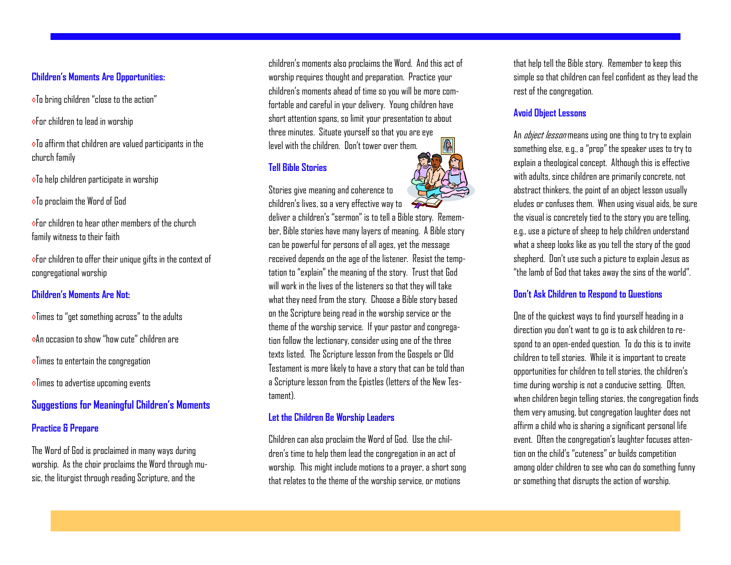### Children's Moments Are Opportunities:

◊To bring children "close to the action"

◊For children to lead in worship

◊To affirm that children are valued participants in the church family

◊To help children participate in worship

◊To proclaim the Word of God

◊For children to hear other members of the church family witness to their faith

◊For children to offer their unique gifts in the context of congregational worship

### Children's Moments Are Not:

◊Times to "get something across" to the adults

◊An occasion to show "how cute" children are

◊Times to entertain the congregation

◊Times to advertise upcoming events

## Suggestions for Meaningful Children's Moments

### Practice & Prepare

The Word of God is proclaimed in many ways during worship. As the choir proclaims the Word through music, the liturgist through reading Scripture, and the children's moments also proclaims the Word. And this act of worship requires thought and preparation. Practice your children's moments ahead of time so you will be more comfortable and careful in your delivery. Young children have short attention spans, so limit your presentation to about three minutes. Situate yourself so that you are eye level with the children. Don't tower over them.

### Tell Bible Stories

Stories give meaning and coherence to children's lives, so a very effective way to deliver a children's "sermon" is to tell a Bible story. Remember, Bible stories have many layers of meaning. A Bible story can be powerful for persons of all ages, yet the message received depends on the age of the listener. Resist the temptation to "explain" the meaning of the story. Trust that God will work in the lives of the listeners so that they will take what they need from the story. Choose a Bible story based on the Scripture being read in the worship service or the theme of the worship service. If your pastor and congregation follow the lectionary, consider using one of the three texts listed. The Scripture lesson from the Gospels or Old Testament is more likely to have a story that can be told than a Scripture lesson from the Epistles (letters of the New Testament).

### Let the Children Be Worship Leaders

Children can also proclaim the Word of God. Use the children's time to help them lead the congregation in an act of worship. This might include motions to a prayer, a short song that relates to the theme of the worship service, or motions that help tell the Bible story. Remember to keep this simple so that children can feel confident as they lead the rest of the congregation.

### Avoid Object Lessons

An *object lesson* means using one thing to try to explain something else, e.g., a "prop" the speaker uses to try to explain a theological concept. Although this is effective with adults, since children are primarily concrete, not abstract thinkers, the point of an object lesson usually eludes or confuses them. When using visual aids, be sure the visual is concretely tied to the story you are telling, e.g., use a picture of sheep to help children understand what a sheep looks like as you tell the story of the good shepherd. Don't use such a picture to explain Jesus as "the lamb of God that takes away the sins of the world".

### Don't Ask Children to Respond to Questions

One of the quickest ways to find yourself heading in a direction you don't want to go is to ask children to respond to an open-ended question. To do this is to invite children to tell stories. While it is important to create opportunities for children to tell stories, the children's time during worship is not a conducive setting. Often, when children begin telling stories, the congregation finds them very amusing, but congregation laughter does not affirm a child who is sharing a significant personal life event. Often the congregation's laughter focuses attention on the child's "cuteness" or builds competition among older children to see who can do something funny or something that disrupts the action of worship.